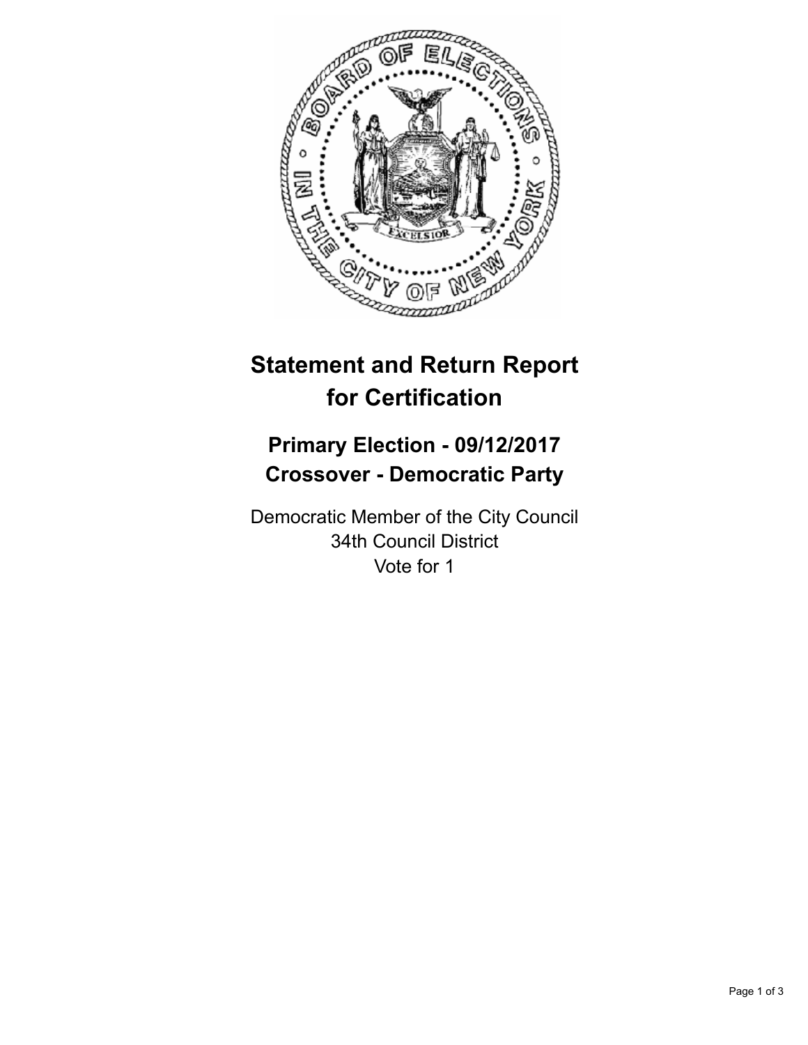# Statement and Return Report for Certification

## Primary Election - 09/12/2017
## Crossover - Democratic Party

Democratic Member of the City Council
34th Council District
Vote for 1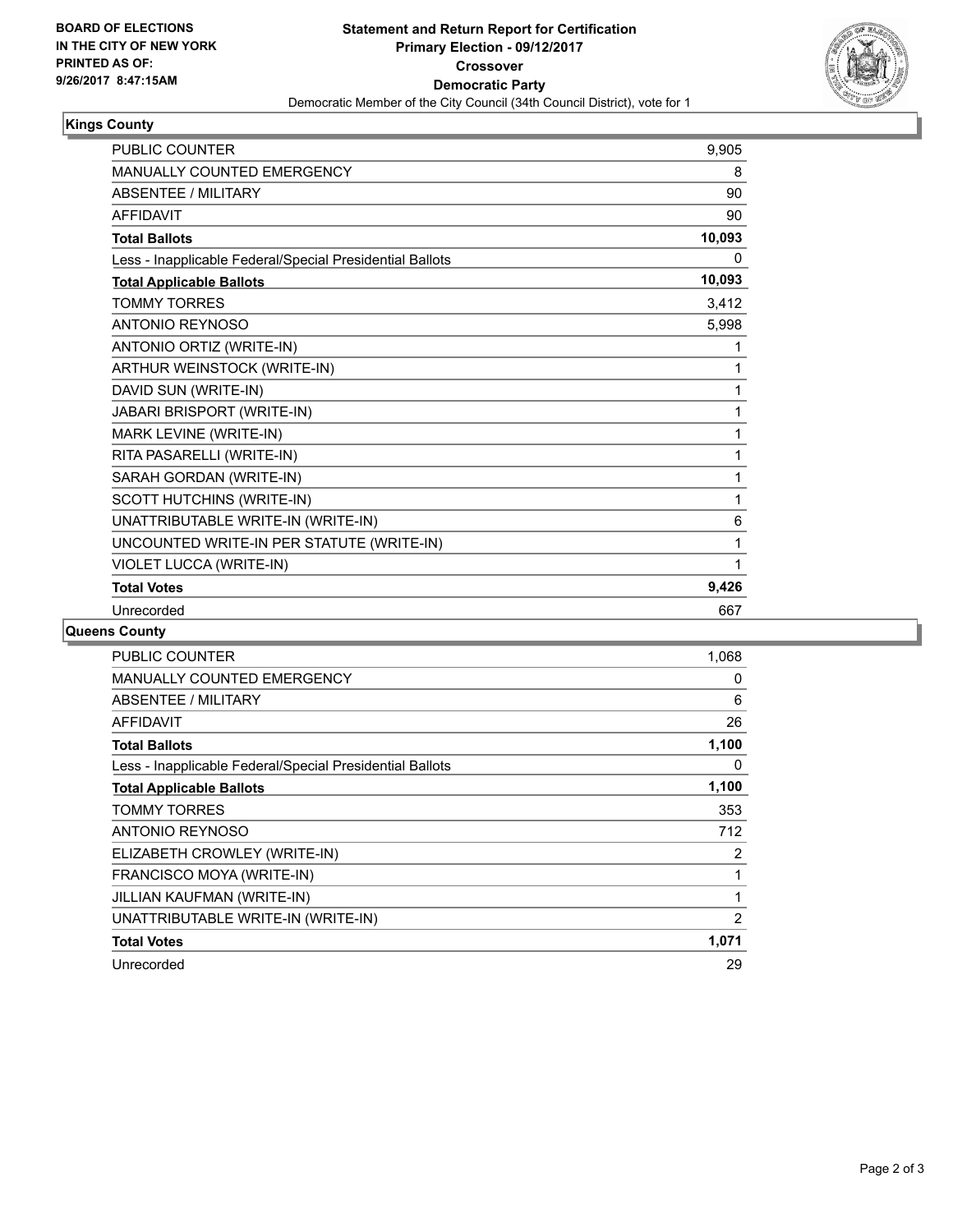BOARD OF ELECTIONS
IN THE CITY OF NEW YORK
PRINTED AS OF:
9/26/2017 8:47:15AM

# Statement and Return Report for Certification
## Primary Election - 09/12/2017
## Crossover
## Democratic Party

Democratic Member of the City Council (34th Council District), vote for 1

### Kings County

| | |
|---|---|
| PUBLIC COUNTER | 9,905 |
| MANUALLY COUNTED EMERGENCY | 8 |
| ABSENTEE / MILITARY | 90 |
| AFFIDAVIT | 90 |
| **Total Ballots** | **10,093** |
| Less - Inapplicable Federal/Special Presidential Ballots | 0 |
| **Total Applicable Ballots** | **10,093** |
| TOMMY TORRES | 3,412 |
| ANTONIO REYNOSO | 5,998 |
| ANTONIO ORTIZ (WRITE-IN) | 1 |
| ARTHUR WEINSTOCK (WRITE-IN) | 1 |
| DAVID SUN (WRITE-IN) | 1 |
| JABARI BRISPORT (WRITE-IN) | 1 |
| MARK LEVINE (WRITE-IN) | 1 |
| RITA PASARELLI (WRITE-IN) | 1 |
| SARAH GORDAN (WRITE-IN) | 1 |
| SCOTT HUTCHINS (WRITE-IN) | 1 |
| UNATTRIBUTABLE WRITE-IN (WRITE-IN) | 6 |
| UNCOUNTED WRITE-IN PER STATUTE (WRITE-IN) | 1 |
| VIOLET LUCCA (WRITE-IN) | 1 |
| **Total Votes** | **9,426** |
| Unrecorded | 667 |

### Queens County

| | |
|---|---|
| PUBLIC COUNTER | 1,068 |
| MANUALLY COUNTED EMERGENCY | 0 |
| ABSENTEE / MILITARY | 6 |
| AFFIDAVIT | 26 |
| **Total Ballots** | **1,100** |
| Less - Inapplicable Federal/Special Presidential Ballots | 0 |
| **Total Applicable Ballots** | **1,100** |
| TOMMY TORRES | 353 |
| ANTONIO REYNOSO | 712 |
| ELIZABETH CROWLEY (WRITE-IN) | 2 |
| FRANCISCO MOYA (WRITE-IN) | 1 |
| JILLIAN KAUFMAN (WRITE-IN) | 1 |
| UNATTRIBUTABLE WRITE-IN (WRITE-IN) | 2 |
| **Total Votes** | **1,071** |
| Unrecorded | 29 |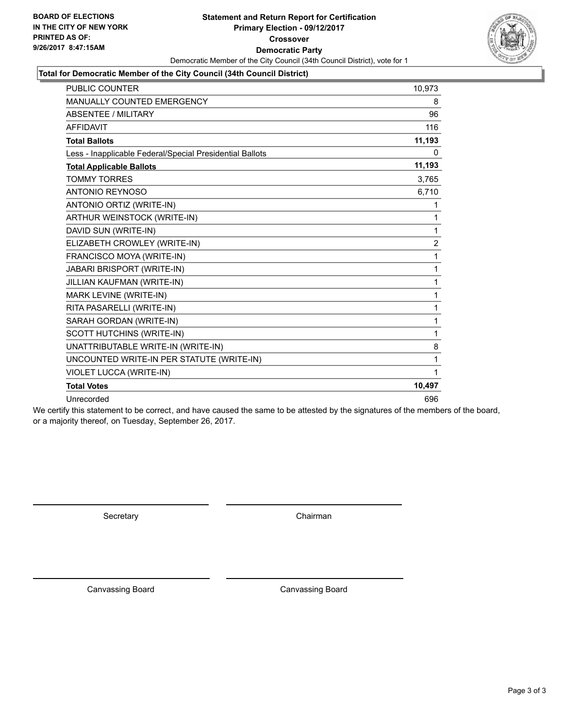**BOARD OF ELECTIONS IN THE CITY OF NEW YORK PRINTED AS OF: 9/26/2017 8:47:15AM**

# Statement and Return Report for Certification
## Primary Election - 09/12/2017
## Crossover
## Democratic Party

Democratic Member of the City Council (34th Council District), vote for 1

### Total for Democratic Member of the City Council (34th Council District)

| | |
|---|---|
| PUBLIC COUNTER | 10,973 |
| MANUALLY COUNTED EMERGENCY | 8 |
| ABSENTEE / MILITARY | 96 |
| AFFIDAVIT | 116 |
| **Total Ballots** | **11,193** |
| Less - Inapplicable Federal/Special Presidential Ballots | 0 |
| **Total Applicable Ballots** | **11,193** |
| TOMMY TORRES | 3,765 |
| ANTONIO REYNOSO | 6,710 |
| ANTONIO ORTIZ (WRITE-IN) | 1 |
| ARTHUR WEINSTOCK (WRITE-IN) | 1 |
| DAVID SUN (WRITE-IN) | 1 |
| ELIZABETH CROWLEY (WRITE-IN) | 2 |
| FRANCISCO MOYA (WRITE-IN) | 1 |
| JABARI BRISPORT (WRITE-IN) | 1 |
| JILLIAN KAUFMAN (WRITE-IN) | 1 |
| MARK LEVINE (WRITE-IN) | 1 |
| RITA PASARELLI (WRITE-IN) | 1 |
| SARAH GORDAN (WRITE-IN) | 1 |
| SCOTT HUTCHINS (WRITE-IN) | 1 |
| UNATTRIBUTABLE WRITE-IN (WRITE-IN) | 8 |
| UNCOUNTED WRITE-IN PER STATUTE (WRITE-IN) | 1 |
| VIOLET LUCCA (WRITE-IN) | 1 |
| **Total Votes** | **10,497** |
| Unrecorded | 696 |

We certify this statement to be correct, and have caused the same to be attested by the signatures of the members of the board, or a majority thereof, on Tuesday, September 26, 2017.

Secretary

Chairman

Canvassing Board

Canvassing Board